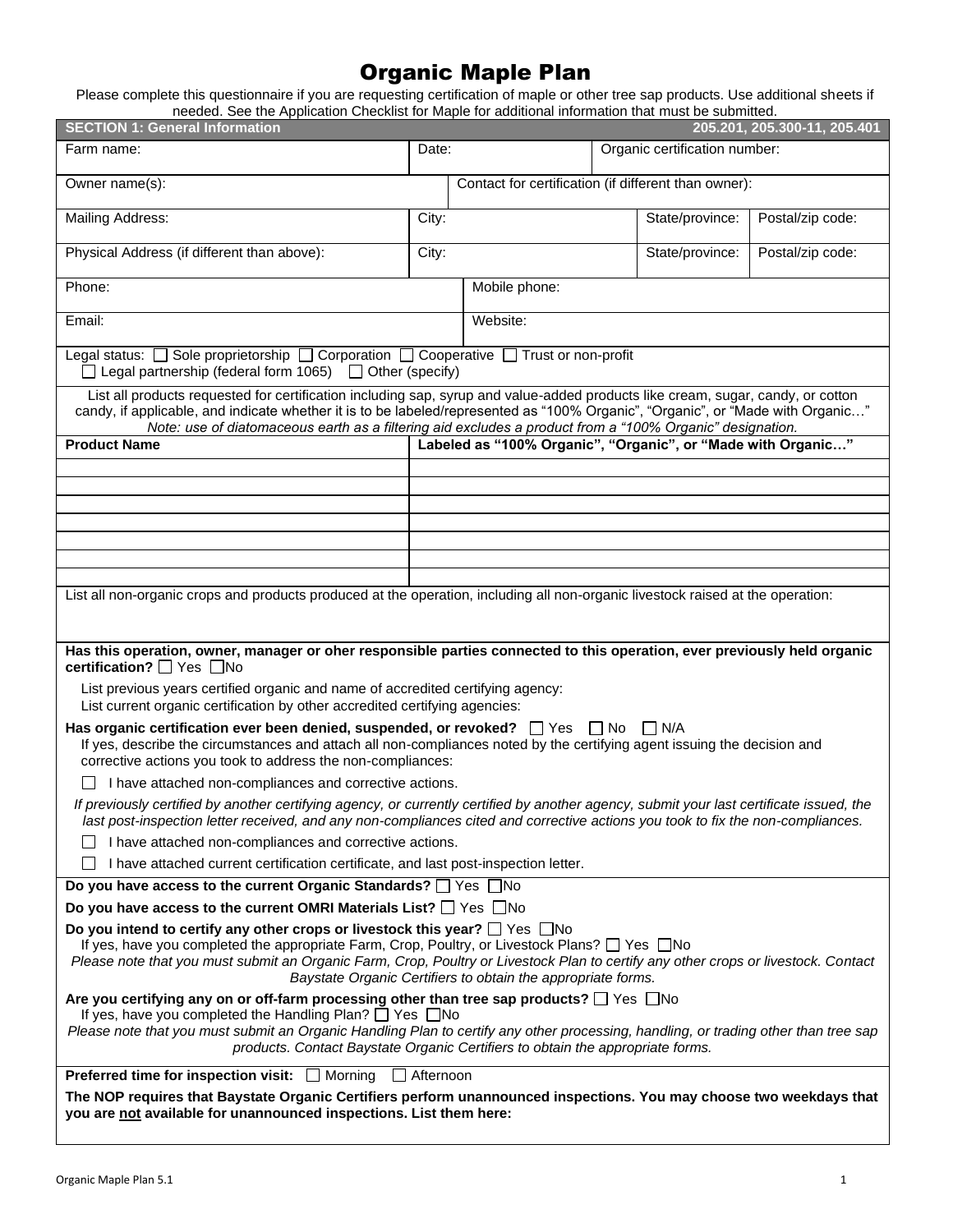# Organic Maple Plan

Please complete this questionnaire if you are requesting certification of maple or other tree sap products. Use additional sheets if needed. See the Application Checklist for Maple for additional information that must be submitted.

## SECTION 1: General Information — 205.201, 205.300-11, 205.401

| Farm name: | Date: | Organic certification number: |
|---|---|---|

| Owner name(s): | Contact for certification (if different than owner): |
|---|---|

| Mailing Address: | City: | State/province: | Postal/zip code: |
|---|---|---|---|
| Physical Address (if different than above): | City: | State/province: | Postal/zip code: |

| Phone: | Mobile phone: |
|---|---|
| Email: | Website: |

Legal status: ☐ Sole proprietorship ☐ Corporation ☐ Cooperative ☐ Trust or non-profit
☐ Legal partnership (federal form 1065) ☐ Other (specify)

List all products requested for certification including sap, syrup and value-added products like cream, sugar, candy, or cotton candy, if applicable, and indicate whether it is to be labeled/represented as "100% Organic", "Organic", or "Made with Organic…"
*Note: use of diatomaceous earth as a filtering aid excludes a product from a "100% Organic" designation.*

| Product Name | Labeled as "100% Organic", "Organic", or "Made with Organic…" |
|---|---|
| | |
| | |
| | |
| | |
| | |
| | |
| | |

List all non-organic crops and products produced at the operation, including all non-organic livestock raised at the operation:

**Has this operation, owner, manager or oher responsible parties connected to this operation, ever previously held organic certification?** ☐ Yes ☐No

List previous years certified organic and name of accredited certifying agency:
List current organic certification by other accredited certifying agencies:

**Has organic certification ever been denied, suspended, or revoked?** ☐ Yes ☐ No ☐ N/A
If yes, describe the circumstances and attach all non-compliances noted by the certifying agent issuing the decision and corrective actions you took to address the non-compliances:

☐ I have attached non-compliances and corrective actions.

*If previously certified by another certifying agency, or currently certified by another agency, submit your last certificate issued, the last post-inspection letter received, and any non-compliances cited and corrective actions you took to fix the non-compliances.*

☐ I have attached non-compliances and corrective actions.

☐ I have attached current certification certificate, and last post-inspection letter.

**Do you have access to the current Organic Standards?** ☐ Yes ☐No

**Do you have access to the current OMRI Materials List?** ☐ Yes ☐No

**Do you intend to certify any other crops or livestock this year?** ☐ Yes ☐No
If yes, have you completed the appropriate Farm, Crop, Poultry, or Livestock Plans? ☐ Yes ☐No
*Please note that you must submit an Organic Farm, Crop, Poultry or Livestock Plan to certify any other crops or livestock. Contact Baystate Organic Certifiers to obtain the appropriate forms.*

**Are you certifying any on or off-farm processing other than tree sap products?** ☐ Yes ☐No
If yes, have you completed the Handling Plan? ☐ Yes ☐No
*Please note that you must submit an Organic Handling Plan to certify any other processing, handling, or trading other than tree sap products. Contact Baystate Organic Certifiers to obtain the appropriate forms.*

**Preferred time for inspection visit:** ☐ Morning ☐ Afternoon

**The NOP requires that Baystate Organic Certifiers perform unannounced inspections. You may choose two weekdays that you are not available for unannounced inspections. List them here:**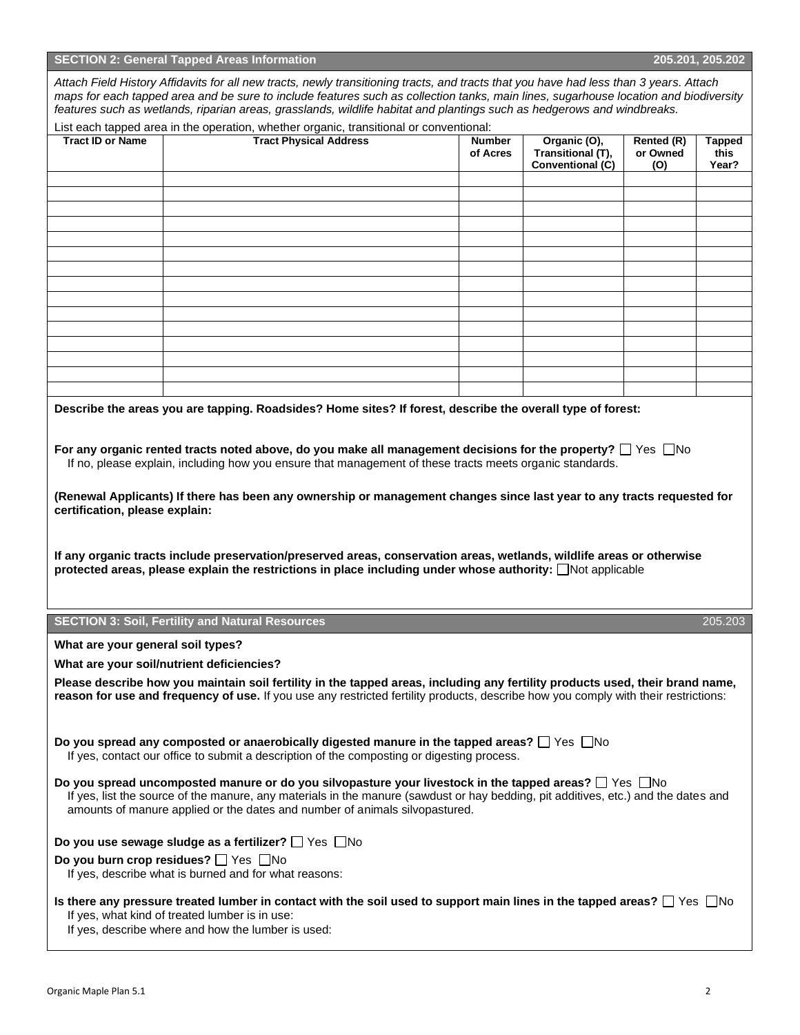## SECTION 2: General Tapped Areas Information 205.201, 205.202

*Attach Field History Affidavits for all new tracts, newly transitioning tracts, and tracts that you have had less than 3 years. Attach maps for each tapped area and be sure to include features such as collection tanks, main lines, sugarhouse location and biodiversity features such as wetlands, riparian areas, grasslands, wildlife habitat and plantings such as hedgerows and windbreaks.*

List each tapped area in the operation, whether organic, transitional or conventional:

| Tract ID or Name | Tract Physical Address | Number of Acres | Organic (O), Transitional (T), Conventional (C) | Rented (R) or Owned (O) | Tapped this Year? |
|---|---|---|---|---|---|
| | | | | | |
| | | | | | |
| | | | | | |
| | | | | | |
| | | | | | |
| | | | | | |
| | | | | | |
| | | | | | |
| | | | | | |
| | | | | | |
| | | | | | |
| | | | | | |
| | | | | | |
| | | | | | |
| | | | | | |

**Describe the areas you are tapping. Roadsides? Home sites? If forest, describe the overall type of forest:**

**For any organic rented tracts noted above, do you make all management decisions for the property?** ☐ Yes ☐ No
If no, please explain, including how you ensure that management of these tracts meets organic standards.

**(Renewal Applicants) If there has been any ownership or management changes since last year to any tracts requested for certification, please explain:**

**If any organic tracts include preservation/preserved areas, conservation areas, wetlands, wildlife areas or otherwise protected areas, please explain the restrictions in place including under whose authority:** ☐ Not applicable

## SECTION 3: Soil, Fertility and Natural Resources 205.203

**What are your general soil types?**

**What are your soil/nutrient deficiencies?**

**Please describe how you maintain soil fertility in the tapped areas, including any fertility products used, their brand name, reason for use and frequency of use.** If you use any restricted fertility products, describe how you comply with their restrictions:

**Do you spread any composted or anaerobically digested manure in the tapped areas?** ☐ Yes ☐ No
If yes, contact our office to submit a description of the composting or digesting process.

**Do you spread uncomposted manure or do you silvopasture your livestock in the tapped areas?** ☐ Yes ☐ No
If yes, list the source of the manure, any materials in the manure (sawdust or hay bedding, pit additives, etc.) and the dates and amounts of manure applied or the dates and number of animals silvopastured.

**Do you use sewage sludge as a fertilizer?** ☐ Yes ☐ No

**Do you burn crop residues?** ☐ Yes ☐ No
If yes, describe what is burned and for what reasons:

**Is there any pressure treated lumber in contact with the soil used to support main lines in the tapped areas?** ☐ Yes ☐ No
If yes, what kind of treated lumber is in use:
If yes, describe where and how the lumber is used: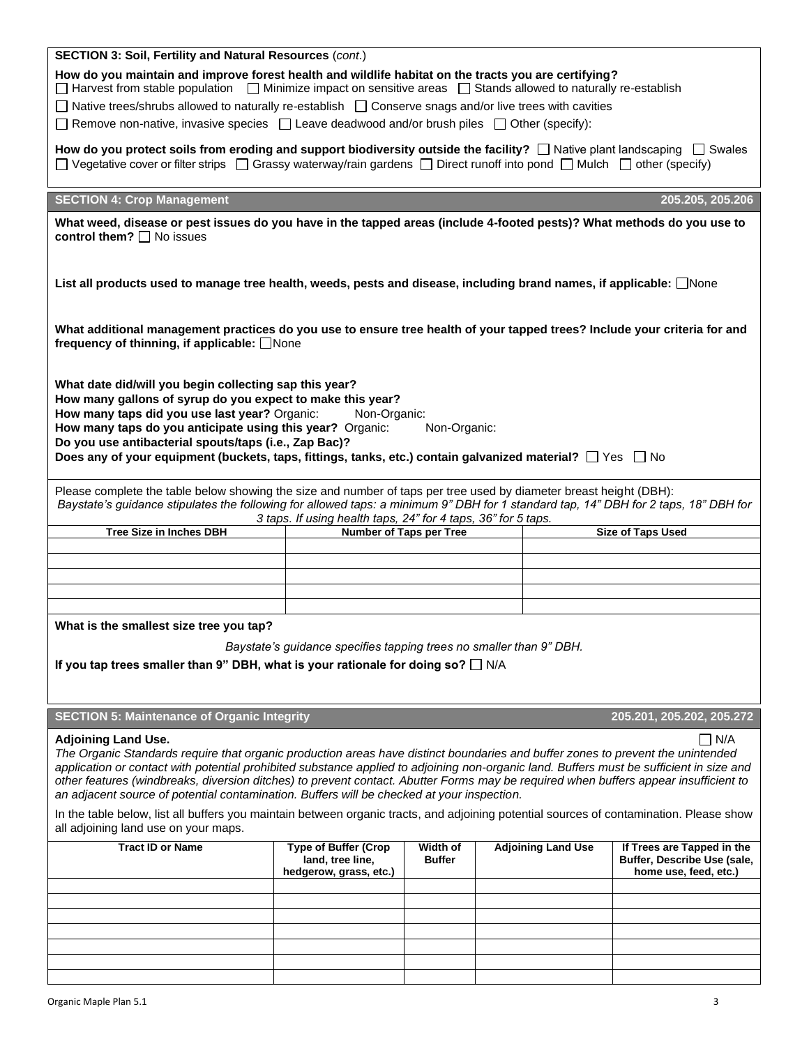**SECTION 3: Soil, Fertility and Natural Resources** (*cont.*)

**How do you maintain and improve forest health and wildlife habitat on the tracts you are certifying?**

☐ Harvest from stable population ☐ Minimize impact on sensitive areas ☐ Stands allowed to naturally re-establish

☐ Native trees/shrubs allowed to naturally re-establish ☐ Conserve snags and/or live trees with cavities

☐ Remove non-native, invasive species ☐ Leave deadwood and/or brush piles ☐ Other (specify):

**How do you protect soils from eroding and support biodiversity outside the facility?** ☐ Native plant landscaping ☐ Swales ☐ Vegetative cover or filter strips ☐ Grassy waterway/rain gardens ☐ Direct runoff into pond ☐ Mulch ☐ other (specify)

## SECTION 4: Crop Management — 205.205, 205.206

**What weed, disease or pest issues do you have in the tapped areas (include 4-footed pests)? What methods do you use to control them?** ☐ No issues

**List all products used to manage tree health, weeds, pests and disease, including brand names, if applicable:** ☐None

**What additional management practices do you use to ensure tree health of your tapped trees? Include your criteria for and frequency of thinning, if applicable:** ☐None

**What date did/will you begin collecting sap this year?**
**How many gallons of syrup do you expect to make this year?**
**How many taps did you use last year?** Organic: Non-Organic:
**How many taps do you anticipate using this year?** Organic: Non-Organic:
**Do you use antibacterial spouts/taps (i.e., Zap Bac)?**
**Does any of your equipment (buckets, taps, fittings, tanks, etc.) contain galvanized material?** ☐ Yes ☐ No

Please complete the table below showing the size and number of taps per tree used by diameter breast height (DBH):
*Baystate's guidance stipulates the following for allowed taps: a minimum 9" DBH for 1 standard tap, 14" DBH for 2 taps, 18" DBH for 3 taps. If using health taps, 24" for 4 taps, 36" for 5 taps.*

| Tree Size in Inches DBH | Number of Taps per Tree | Size of Taps Used |
|---|---|---|
| | | |
| | | |
| | | |
| | | |
| | | |

**What is the smallest size tree you tap?**

*Baystate's guidance specifies tapping trees no smaller than 9" DBH.*

**If you tap trees smaller than 9" DBH, what is your rationale for doing so?** ☐ N/A

## SECTION 5: Maintenance of Organic Integrity — 205.201, 205.202, 205.272

**Adjoining Land Use.** ☐ N/A

*The Organic Standards require that organic production areas have distinct boundaries and buffer zones to prevent the unintended application or contact with potential prohibited substance applied to adjoining non-organic land. Buffers must be sufficient in size and other features (windbreaks, diversion ditches) to prevent contact. Abutter Forms may be required when buffers appear insufficient to an adjacent source of potential contamination. Buffers will be checked at your inspection.*

In the table below, list all buffers you maintain between organic tracts, and adjoining potential sources of contamination. Please show all adjoining land use on your maps.

| Tract ID or Name | Type of Buffer (Crop land, tree line, hedgerow, grass, etc.) | Width of Buffer | Adjoining Land Use | If Trees are Tapped in the Buffer, Describe Use (sale, home use, feed, etc.) |
|---|---|---|---|---|
| | | | | |
| | | | | |
| | | | | |
| | | | | |
| | | | | |
| | | | | |
| | | | | |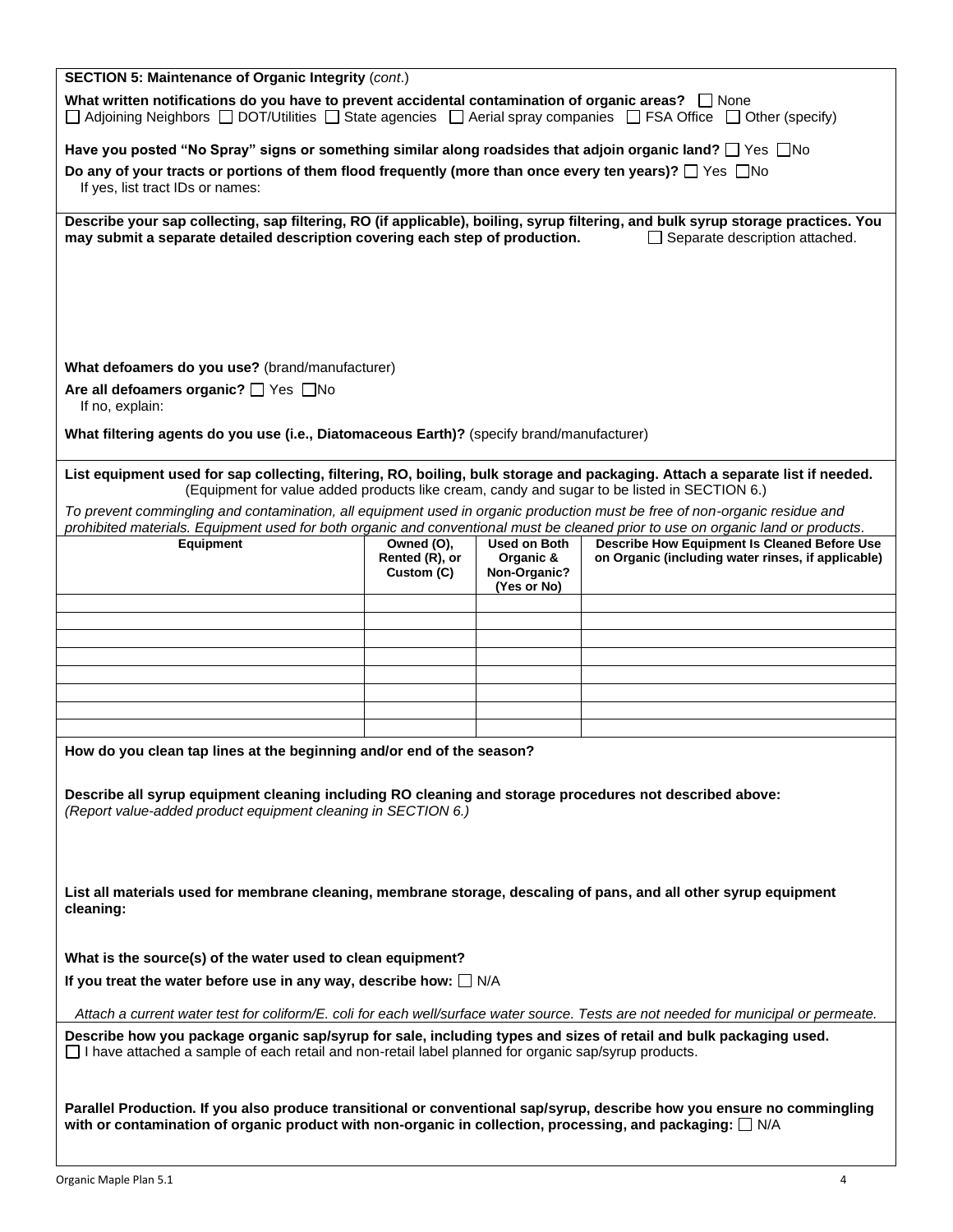**SECTION 5: Maintenance of Organic Integrity** (*cont.*)

**What written notifications do you have to prevent accidental contamination of organic areas?** ☐ None
☐ Adjoining Neighbors ☐ DOT/Utilities ☐ State agencies ☐ Aerial spray companies ☐ FSA Office ☐ Other (specify)

**Have you posted "No Spray" signs or something similar along roadsides that adjoin organic land?** ☐ Yes ☐No

**Do any of your tracts or portions of them flood frequently (more than once every ten years)?** ☐ Yes ☐No
If yes, list tract IDs or names:

**Describe your sap collecting, sap filtering, RO (if applicable), boiling, syrup filtering, and bulk syrup storage practices. You may submit a separate detailed description covering each step of production.** ☐ Separate description attached.

**What defoamers do you use?** (brand/manufacturer)

**Are all defoamers organic?** ☐ Yes ☐No
If no, explain:

**What filtering agents do you use (i.e., Diatomaceous Earth)?** (specify brand/manufacturer)

**List equipment used for sap collecting, filtering, RO, boiling, bulk storage and packaging. Attach a separate list if needed.** (Equipment for value added products like cream, candy and sugar to be listed in SECTION 6.)

*To prevent commingling and contamination, all equipment used in organic production must be free of non-organic residue and prohibited materials. Equipment used for both organic and conventional must be cleaned prior to use on organic land or products.*

| Equipment | Owned (O), Rented (R), or Custom (C) | Used on Both Organic & Non-Organic? (Yes or No) | Describe How Equipment Is Cleaned Before Use on Organic (including water rinses, if applicable) |
|---|---|---|---|
| | | | |
| | | | |
| | | | |
| | | | |
| | | | |
| | | | |
| | | | |
| | | | |

**How do you clean tap lines at the beginning and/or end of the season?**

**Describe all syrup equipment cleaning including RO cleaning and storage procedures not described above:**
*(Report value-added product equipment cleaning in SECTION 6.)*

**List all materials used for membrane cleaning, membrane storage, descaling of pans, and all other syrup equipment cleaning:**

**What is the source(s) of the water used to clean equipment?**

**If you treat the water before use in any way, describe how:** ☐ N/A

*Attach a current water test for coliform/E. coli for each well/surface water source. Tests are not needed for municipal or permeate.*

**Describe how you package organic sap/syrup for sale, including types and sizes of retail and bulk packaging used.**
☐ I have attached a sample of each retail and non-retail label planned for organic sap/syrup products.

**Parallel Production. If you also produce transitional or conventional sap/syrup, describe how you ensure no commingling with or contamination of organic product with non-organic in collection, processing, and packaging:** ☐ N/A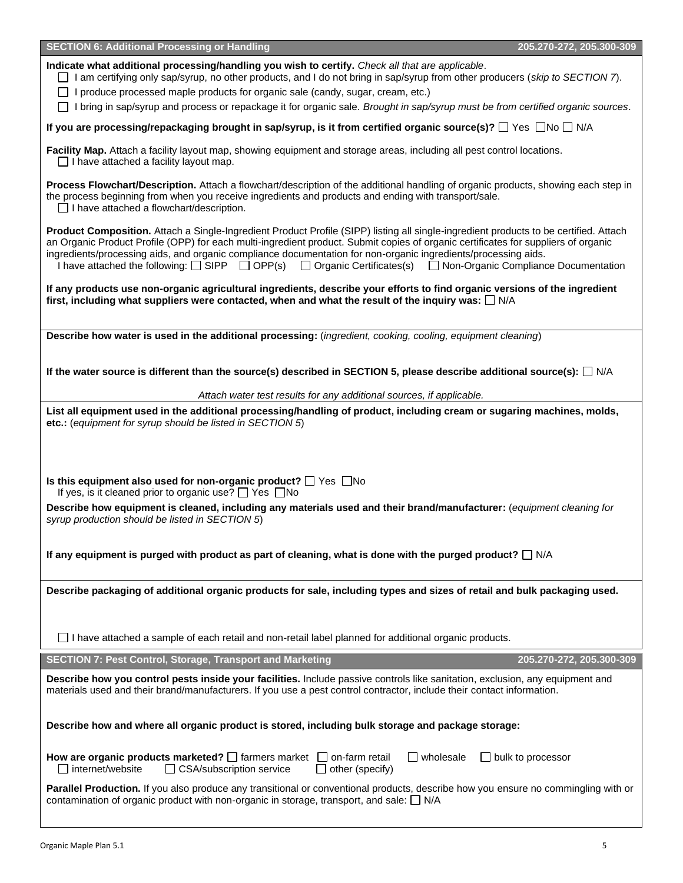## SECTION 6: Additional Processing or Handling — 205.270-272, 205.300-309

**Indicate what additional processing/handling you wish to certify.** *Check all that are applicable*.

- ☐ I am certifying only sap/syrup, no other products, and I do not bring in sap/syrup from other producers (*skip to SECTION 7*).
- ☐ I produce processed maple products for organic sale (candy, sugar, cream, etc.)
- ☐ I bring in sap/syrup and process or repackage it for organic sale. *Brought in sap/syrup must be from certified organic sources*.

**If you are processing/repackaging brought in sap/syrup, is it from certified organic source(s)?** ☐ Yes ☐ No ☐ N/A

**Facility Map.** Attach a facility layout map, showing equipment and storage areas, including all pest control locations.
☐ I have attached a facility layout map.

**Process Flowchart/Description.** Attach a flowchart/description of the additional handling of organic products, showing each step in the process beginning from when you receive ingredients and products and ending with transport/sale.
☐ I have attached a flowchart/description.

**Product Composition.** Attach a Single-Ingredient Product Profile (SIPP) listing all single-ingredient products to be certified. Attach an Organic Product Profile (OPP) for each multi-ingredient product. Submit copies of organic certificates for suppliers of organic ingredients/processing aids, and organic compliance documentation for non-organic ingredients/processing aids.
I have attached the following: ☐ SIPP ☐ OPP(s) ☐ Organic Certificates(s) ☐ Non-Organic Compliance Documentation

**If any products use non-organic agricultural ingredients, describe your efforts to find organic versions of the ingredient first, including what suppliers were contacted, when and what the result of the inquiry was:** ☐ N/A

**Describe how water is used in the additional processing:** (*ingredient, cooking, cooling, equipment cleaning*)

**If the water source is different than the source(s) described in SECTION 5, please describe additional source(s):** ☐ N/A

*Attach water test results for any additional sources, if applicable.*

**List all equipment used in the additional processing/handling of product, including cream or sugaring machines, molds, etc.:** (*equipment for syrup should be listed in SECTION 5*)

**Is this equipment also used for non-organic product?** ☐ Yes ☐ No
If yes, is it cleaned prior to organic use? ☐ Yes ☐ No

**Describe how equipment is cleaned, including any materials used and their brand/manufacturer:** (*equipment cleaning for syrup production should be listed in SECTION 5*)

**If any equipment is purged with product as part of cleaning, what is done with the purged product?** ☐ N/A

**Describe packaging of additional organic products for sale, including types and sizes of retail and bulk packaging used.**

☐ I have attached a sample of each retail and non-retail label planned for additional organic products.

## SECTION 7: Pest Control, Storage, Transport and Marketing — 205.270-272, 205.300-309

**Describe how you control pests inside your facilities.** Include passive controls like sanitation, exclusion, any equipment and materials used and their brand/manufacturers. If you use a pest control contractor, include their contact information.

**Describe how and where all organic product is stored, including bulk storage and package storage:**

**How are organic products marketed?** ☐ farmers market ☐ on-farm retail ☐ wholesale ☐ bulk to processor ☐ internet/website ☐ CSA/subscription service ☐ other (specify)

**Parallel Production.** If you also produce any transitional or conventional products, describe how you ensure no commingling with or contamination of organic product with non-organic in storage, transport, and sale: ☐ N/A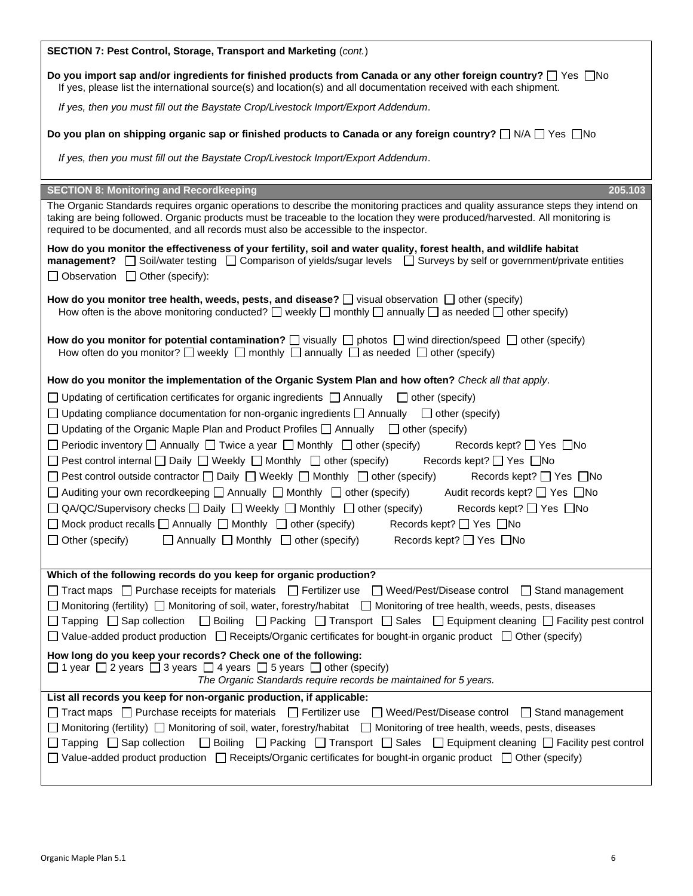**SECTION 7: Pest Control, Storage, Transport and Marketing** (*cont.*)

**Do you import sap and/or ingredients for finished products from Canada or any other foreign country?** ☐ Yes ☐ No
If yes, please list the international source(s) and location(s) and all documentation received with each shipment.

*If yes, then you must fill out the Baystate Crop/Livestock Import/Export Addendum*.

**Do you plan on shipping organic sap or finished products to Canada or any foreign country?** ☐ N/A ☐ Yes ☐ No

*If yes, then you must fill out the Baystate Crop/Livestock Import/Export Addendum*.

## SECTION 8: Monitoring and Recordkeeping — 205.103

The Organic Standards requires organic operations to describe the monitoring practices and quality assurance steps they intend on taking are being followed. Organic products must be traceable to the location they were produced/harvested. All monitoring is required to be documented, and all records must also be accessible to the inspector.

**How do you monitor the effectiveness of your fertility, soil and water quality, forest health, and wildlife habitat management?** ☐ Soil/water testing ☐ Comparison of yields/sugar levels ☐ Surveys by self or government/private entities ☐ Observation ☐ Other (specify):

**How do you monitor tree health, weeds, pests, and disease?** ☐ visual observation ☐ other (specify)
How often is the above monitoring conducted? ☐ weekly ☐ monthly ☐ annually ☐ as needed ☐ other specify)

**How do you monitor for potential contamination?** ☐ visually ☐ photos ☐ wind direction/speed ☐ other (specify)
How often do you monitor? ☐ weekly ☐ monthly ☐ annually ☐ as needed ☐ other (specify)

**How do you monitor the implementation of the Organic System Plan and how often?** *Check all that apply*.

☐ Updating of certification certificates for organic ingredients ☐ Annually ☐ other (specify)
☐ Updating compliance documentation for non-organic ingredients ☐ Annually ☐ other (specify)
☐ Updating of the Organic Maple Plan and Product Profiles ☐ Annually ☐ other (specify)
☐ Periodic inventory ☐ Annually ☐ Twice a year ☐ Monthly ☐ other (specify) Records kept? ☐ Yes ☐ No
☐ Pest control internal ☐ Daily ☐ Weekly ☐ Monthly ☐ other (specify) Records kept? ☐ Yes ☐ No
☐ Pest control outside contractor ☐ Daily ☐ Weekly ☐ Monthly ☐ other (specify) Records kept? ☐ Yes ☐ No
☐ Auditing your own recordkeeping ☐ Annually ☐ Monthly ☐ other (specify) Audit records kept? ☐ Yes ☐ No
☐ QA/QC/Supervisory checks ☐ Daily ☐ Weekly ☐ Monthly ☐ other (specify) Records kept? ☐ Yes ☐ No
☐ Mock product recalls ☐ Annually ☐ Monthly ☐ other (specify) Records kept? ☐ Yes ☐ No
☐ Other (specify) ☐ Annually ☐ Monthly ☐ other (specify) Records kept? ☐ Yes ☐ No

**Which of the following records do you keep for organic production?**
☐ Tract maps ☐ Purchase receipts for materials ☐ Fertilizer use ☐ Weed/Pest/Disease control ☐ Stand management
☐ Monitoring (fertility) ☐ Monitoring of soil, water, forestry/habitat ☐ Monitoring of tree health, weeds, pests, diseases
☐ Tapping ☐ Sap collection ☐ Boiling ☐ Packing ☐ Transport ☐ Sales ☐ Equipment cleaning ☐ Facility pest control
☐ Value-added product production ☐ Receipts/Organic certificates for bought-in organic product ☐ Other (specify)

**How long do you keep your records? Check one of the following:**
☐ 1 year ☐ 2 years ☐ 3 years ☐ 4 years ☐ 5 years ☐ other (specify)
*The Organic Standards require records be maintained for 5 years.*

**List all records you keep for non-organic production, if applicable:**
☐ Tract maps ☐ Purchase receipts for materials ☐ Fertilizer use ☐ Weed/Pest/Disease control ☐ Stand management
☐ Monitoring (fertility) ☐ Monitoring of soil, water, forestry/habitat ☐ Monitoring of tree health, weeds, pests, diseases
☐ Tapping ☐ Sap collection ☐ Boiling ☐ Packing ☐ Transport ☐ Sales ☐ Equipment cleaning ☐ Facility pest control
☐ Value-added product production ☐ Receipts/Organic certificates for bought-in organic product ☐ Other (specify)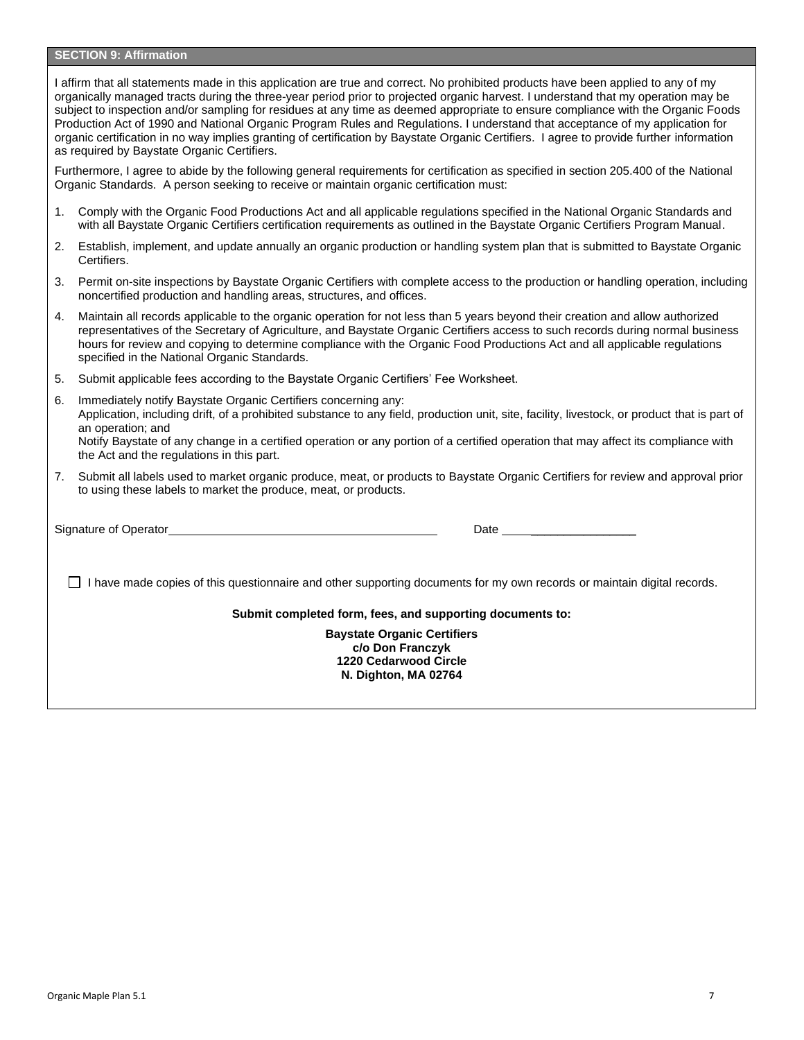## SECTION 9: Affirmation

I affirm that all statements made in this application are true and correct. No prohibited products have been applied to any of my organically managed tracts during the three-year period prior to projected organic harvest. I understand that my operation may be subject to inspection and/or sampling for residues at any time as deemed appropriate to ensure compliance with the Organic Foods Production Act of 1990 and National Organic Program Rules and Regulations. I understand that acceptance of my application for organic certification in no way implies granting of certification by Baystate Organic Certifiers. I agree to provide further information as required by Baystate Organic Certifiers.

Furthermore, I agree to abide by the following general requirements for certification as specified in section 205.400 of the National Organic Standards. A person seeking to receive or maintain organic certification must:

1. Comply with the Organic Food Productions Act and all applicable regulations specified in the National Organic Standards and with all Baystate Organic Certifiers certification requirements as outlined in the Baystate Organic Certifiers Program Manual.
2. Establish, implement, and update annually an organic production or handling system plan that is submitted to Baystate Organic Certifiers.
3. Permit on-site inspections by Baystate Organic Certifiers with complete access to the production or handling operation, including noncertified production and handling areas, structures, and offices.
4. Maintain all records applicable to the organic operation for not less than 5 years beyond their creation and allow authorized representatives of the Secretary of Agriculture, and Baystate Organic Certifiers access to such records during normal business hours for review and copying to determine compliance with the Organic Food Productions Act and all applicable regulations specified in the National Organic Standards.
5. Submit applicable fees according to the Baystate Organic Certifiers' Fee Worksheet.
6. Immediately notify Baystate Organic Certifiers concerning any:
   Application, including drift, of a prohibited substance to any field, production unit, site, facility, livestock, or product that is part of an operation; and
   Notify Baystate of any change in a certified operation or any portion of a certified operation that may affect its compliance with the Act and the regulations in this part.
7. Submit all labels used to market organic produce, meat, or products to Baystate Organic Certifiers for review and approval prior to using these labels to market the produce, meat, or products.

Signature of Operator________________________________________ Date ____________________

☐ I have made copies of this questionnaire and other supporting documents for my own records or maintain digital records.

**Submit completed form, fees, and supporting documents to:**

**Baystate Organic Certifiers**
**c/o Don Franczyk**
**1220 Cedarwood Circle**
**N. Dighton, MA 02764**